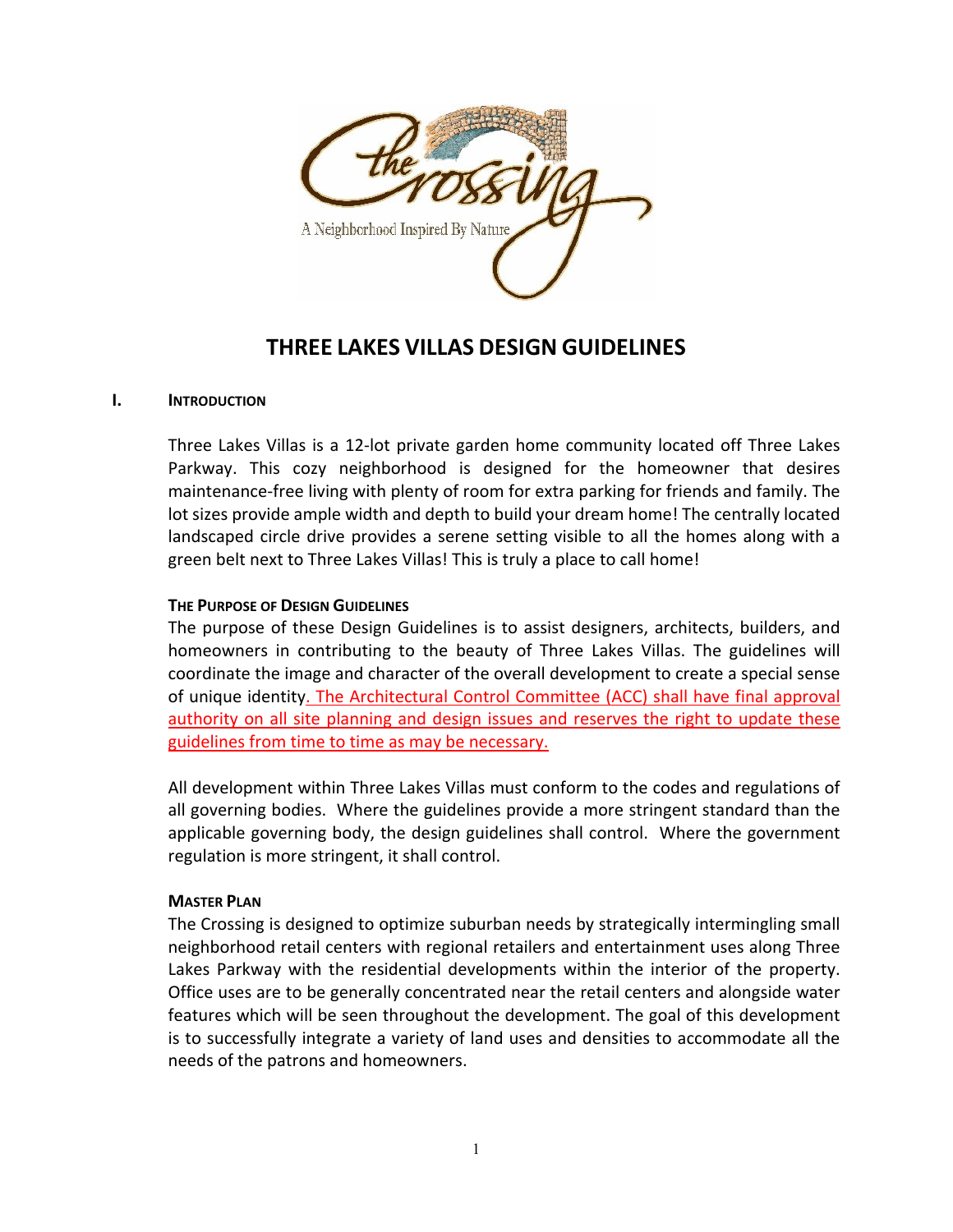# THREE LAKES VILLAS DESIGN GUIDELINES

## I. INTRODUCTION

Three Lakes Villas is a 12-lot private garden home community located off Three Lakes Parkway. This cozy neighborhood is designed for the homeowner that desires maintenance-free living with plenty of room for extra parking for friends and family. The lot sizes provide ample width and depth to build your dream home! The centrally located landscaped circle drive provides a serene setting visible to all the homes along with a green belt next to Three Lakes Villas! This is truly a place to call home!

### THE PURPOSE OF DESIGN GUIDELINES

The purpose of these Design Guidelines is to assist designers, architects, builders, and homeowners in contributing to the beauty of Three Lakes Villas. The guidelines will coordinate the image and character of the overall development to create a special sense of unique identity. The Architectural Control Committee (ACC) shall have final approval authority on all site planning and design issues and reserves the right to update these guidelines from time to time as may be necessary.

All development within Three Lakes Villas must conform to the codes and regulations of all governing bodies. Where the guidelines provide a more stringent standard than the applicable governing body, the design guidelines shall control. Where the government regulation is more stringent, it shall control.

### MASTER PLAN

The Crossing is designed to optimize suburban needs by strategically intermingling small neighborhood retail centers with regional retailers and entertainment uses along Three Lakes Parkway with the residential developments within the interior of the property. Office uses are to be generally concentrated near the retail centers and alongside water features which will be seen throughout the development. The goal of this development is to successfully integrate a variety of land uses and densities to accommodate all the needs of the patrons and homeowners.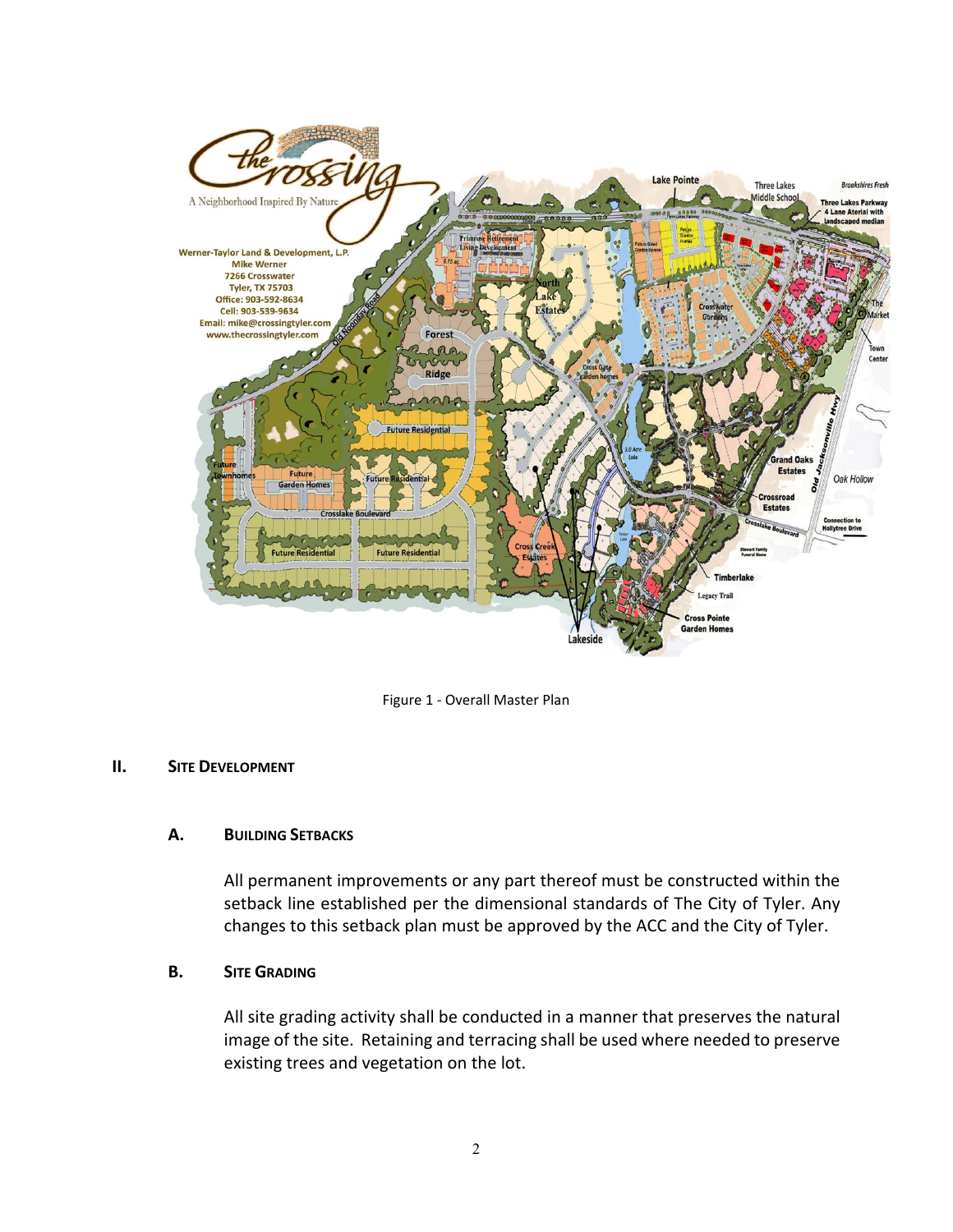Figure 1 - Overall Master Plan

## II. Site Development

### A. Building Setbacks

All permanent improvements or any part thereof must be constructed within the setback line established per the dimensional standards of The City of Tyler. Any changes to this setback plan must be approved by the ACC and the City of Tyler.

### B. Site Grading

All site grading activity shall be conducted in a manner that preserves the natural image of the site. Retaining and terracing shall be used where needed to preserve existing trees and vegetation on the lot.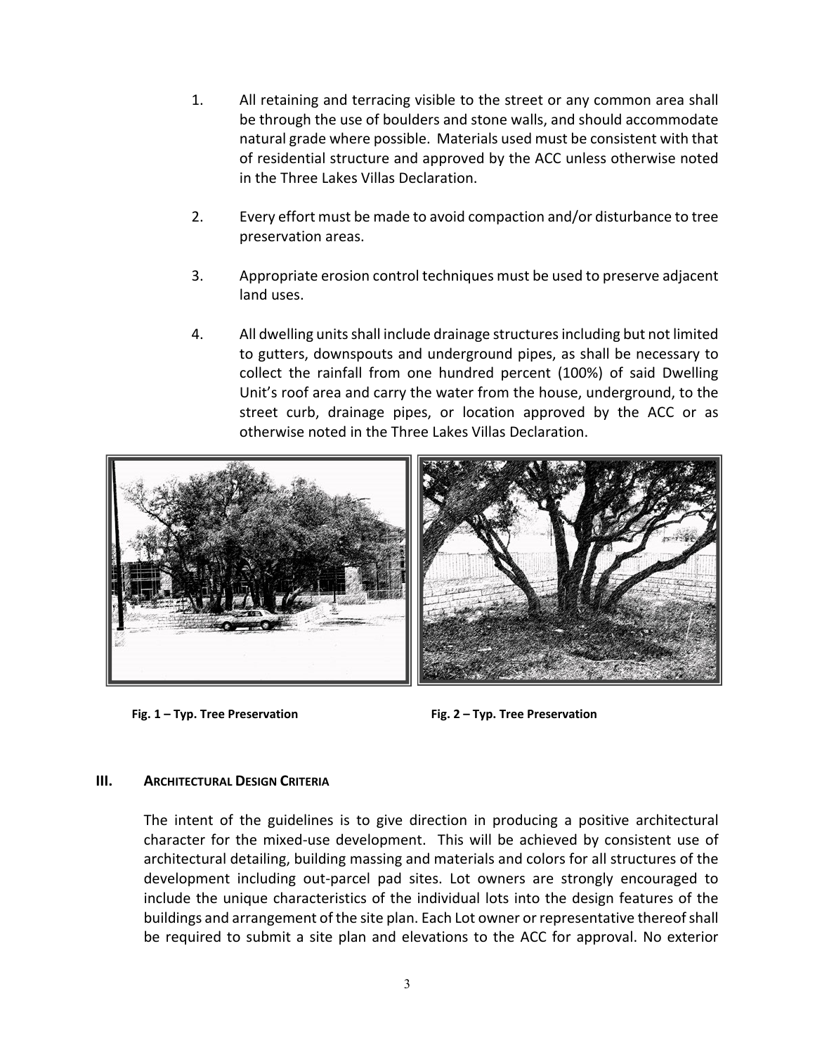1. All retaining and terracing visible to the street or any common area shall be through the use of boulders and stone walls, and should accommodate natural grade where possible. Materials used must be consistent with that of residential structure and approved by the ACC unless otherwise noted in the Three Lakes Villas Declaration.

2. Every effort must be made to avoid compaction and/or disturbance to tree preservation areas.

3. Appropriate erosion control techniques must be used to preserve adjacent land uses.

4. All dwelling units shall include drainage structures including but not limited to gutters, downspouts and underground pipes, as shall be necessary to collect the rainfall from one hundred percent (100%) of said Dwelling Unit's roof area and carry the water from the house, underground, to the street curb, drainage pipes, or location approved by the ACC or as otherwise noted in the Three Lakes Villas Declaration.

**Fig. 1 – Typ. Tree Preservation**

**Fig. 2 – Typ. Tree Preservation**

## III. ARCHITECTURAL DESIGN CRITERIA

The intent of the guidelines is to give direction in producing a positive architectural character for the mixed-use development. This will be achieved by consistent use of architectural detailing, building massing and materials and colors for all structures of the development including out-parcel pad sites. Lot owners are strongly encouraged to include the unique characteristics of the individual lots into the design features of the buildings and arrangement of the site plan. Each Lot owner or representative thereof shall be required to submit a site plan and elevations to the ACC for approval. No exterior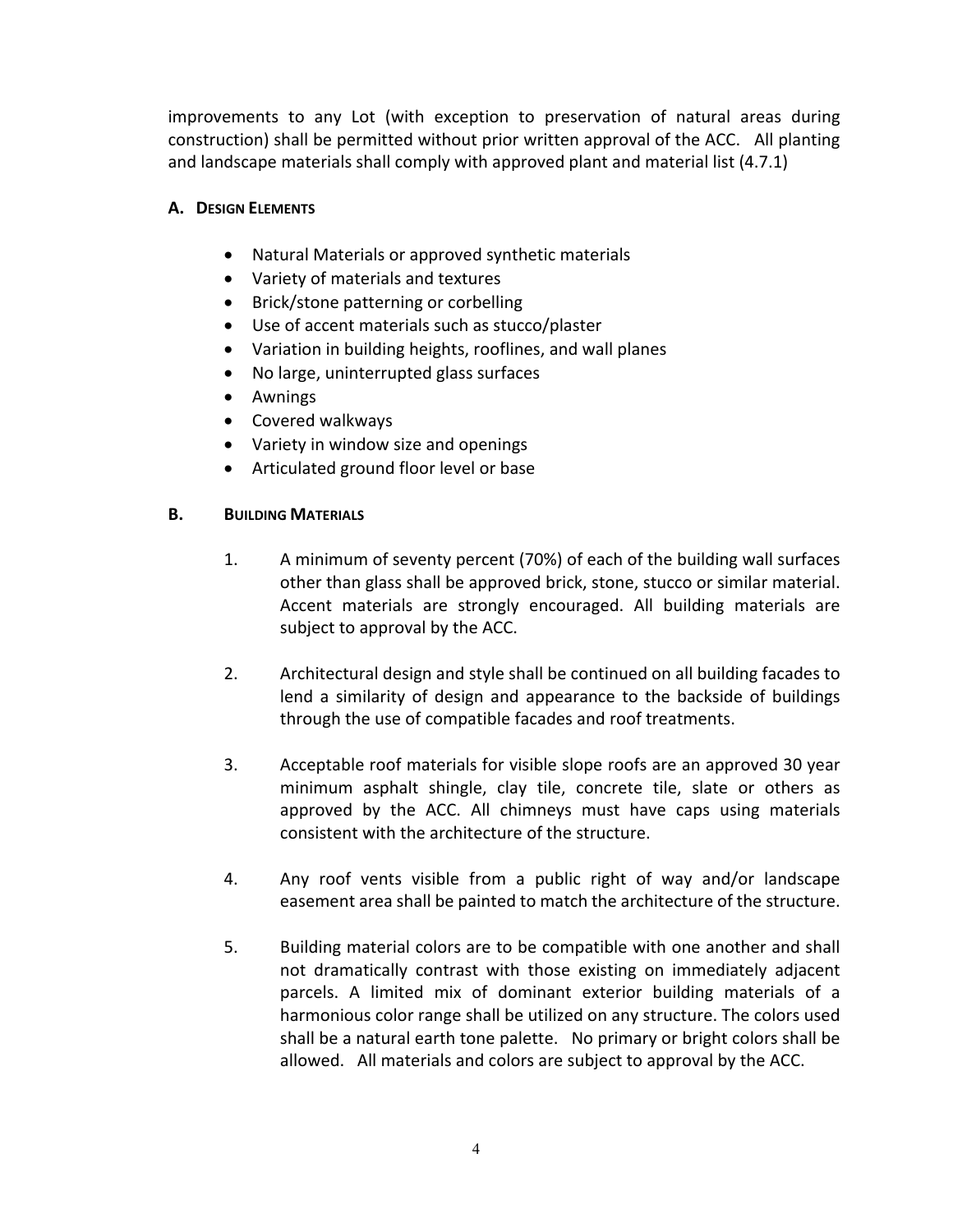improvements to any Lot (with exception to preservation of natural areas during construction) shall be permitted without prior written approval of the ACC. All planting and landscape materials shall comply with approved plant and material list (4.7.1)

**A. DESIGN ELEMENTS**

- Natural Materials or approved synthetic materials
- Variety of materials and textures
- Brick/stone patterning or corbelling
- Use of accent materials such as stucco/plaster
- Variation in building heights, rooflines, and wall planes
- No large, uninterrupted glass surfaces
- Awnings
- Covered walkways
- Variety in window size and openings
- Articulated ground floor level or base

**B. BUILDING MATERIALS**

1. A minimum of seventy percent (70%) of each of the building wall surfaces other than glass shall be approved brick, stone, stucco or similar material. Accent materials are strongly encouraged. All building materials are subject to approval by the ACC.

2. Architectural design and style shall be continued on all building facades to lend a similarity of design and appearance to the backside of buildings through the use of compatible facades and roof treatments.

3. Acceptable roof materials for visible slope roofs are an approved 30 year minimum asphalt shingle, clay tile, concrete tile, slate or others as approved by the ACC. All chimneys must have caps using materials consistent with the architecture of the structure.

4. Any roof vents visible from a public right of way and/or landscape easement area shall be painted to match the architecture of the structure.

5. Building material colors are to be compatible with one another and shall not dramatically contrast with those existing on immediately adjacent parcels. A limited mix of dominant exterior building materials of a harmonious color range shall be utilized on any structure. The colors used shall be a natural earth tone palette. No primary or bright colors shall be allowed. All materials and colors are subject to approval by the ACC.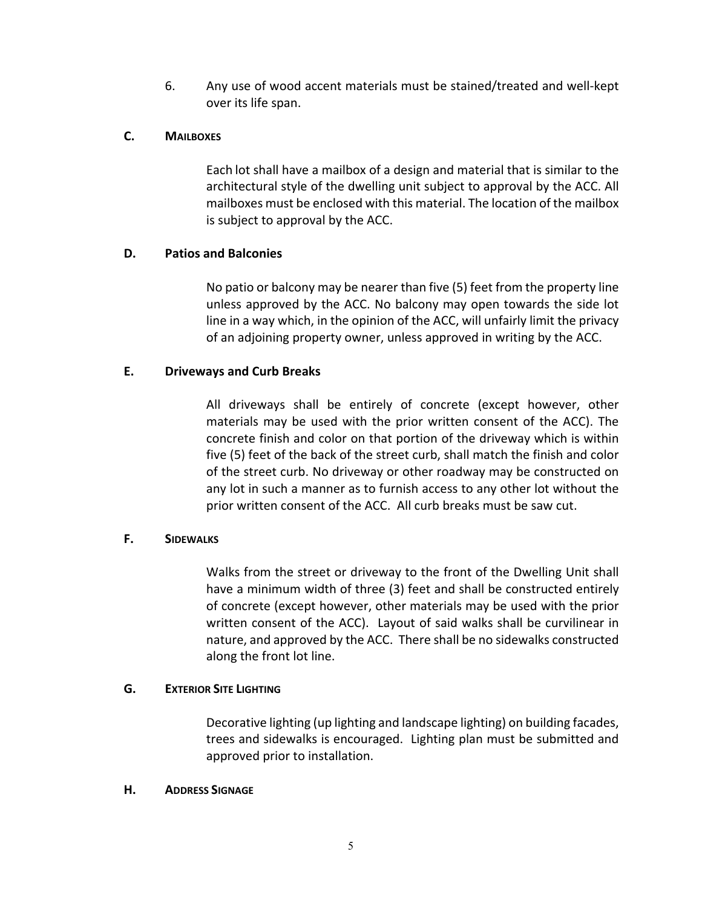6. Any use of wood accent materials must be stained/treated and well-kept over its life span.

### C. MAILBOXES

Each lot shall have a mailbox of a design and material that is similar to the architectural style of the dwelling unit subject to approval by the ACC. All mailboxes must be enclosed with this material. The location of the mailbox is subject to approval by the ACC.

### D. Patios and Balconies

No patio or balcony may be nearer than five (5) feet from the property line unless approved by the ACC. No balcony may open towards the side lot line in a way which, in the opinion of the ACC, will unfairly limit the privacy of an adjoining property owner, unless approved in writing by the ACC.

### E. Driveways and Curb Breaks

All driveways shall be entirely of concrete (except however, other materials may be used with the prior written consent of the ACC). The concrete finish and color on that portion of the driveway which is within five (5) feet of the back of the street curb, shall match the finish and color of the street curb. No driveway or other roadway may be constructed on any lot in such a manner as to furnish access to any other lot without the prior written consent of the ACC. All curb breaks must be saw cut.

### F. SIDEWALKS

Walks from the street or driveway to the front of the Dwelling Unit shall have a minimum width of three (3) feet and shall be constructed entirely of concrete (except however, other materials may be used with the prior written consent of the ACC). Layout of said walks shall be curvilinear in nature, and approved by the ACC. There shall be no sidewalks constructed along the front lot line.

### G. EXTERIOR SITE LIGHTING

Decorative lighting (up lighting and landscape lighting) on building facades, trees and sidewalks is encouraged. Lighting plan must be submitted and approved prior to installation.

### H. ADDRESS SIGNAGE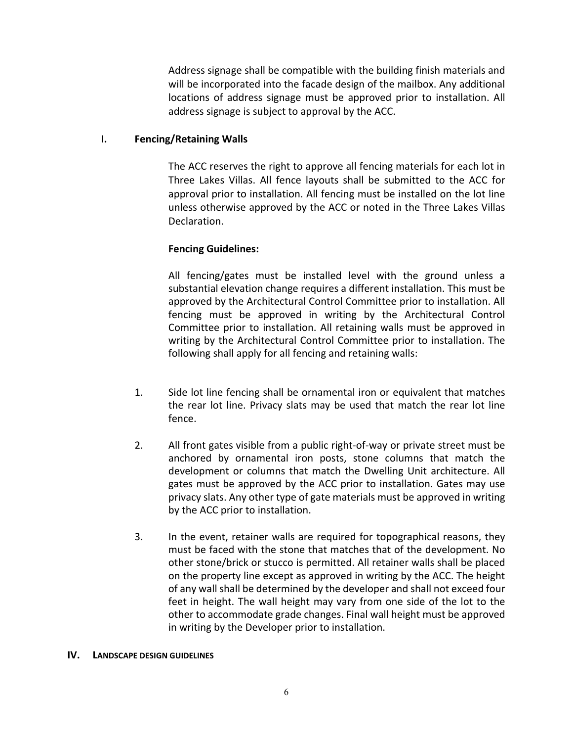Address signage shall be compatible with the building finish materials and will be incorporated into the facade design of the mailbox. Any additional locations of address signage must be approved prior to installation. All address signage is subject to approval by the ACC.

### I. Fencing/Retaining Walls

The ACC reserves the right to approve all fencing materials for each lot in Three Lakes Villas. All fence layouts shall be submitted to the ACC for approval prior to installation. All fencing must be installed on the lot line unless otherwise approved by the ACC or noted in the Three Lakes Villas Declaration.

**Fencing Guidelines:**

All fencing/gates must be installed level with the ground unless a substantial elevation change requires a different installation. This must be approved by the Architectural Control Committee prior to installation. All fencing must be approved in writing by the Architectural Control Committee prior to installation. All retaining walls must be approved in writing by the Architectural Control Committee prior to installation. The following shall apply for all fencing and retaining walls:

1. Side lot line fencing shall be ornamental iron or equivalent that matches the rear lot line. Privacy slats may be used that match the rear lot line fence.

2. All front gates visible from a public right-of-way or private street must be anchored by ornamental iron posts, stone columns that match the development or columns that match the Dwelling Unit architecture. All gates must be approved by the ACC prior to installation. Gates may use privacy slats. Any other type of gate materials must be approved in writing by the ACC prior to installation.

3. In the event, retainer walls are required for topographical reasons, they must be faced with the stone that matches that of the development. No other stone/brick or stucco is permitted. All retainer walls shall be placed on the property line except as approved in writing by the ACC. The height of any wall shall be determined by the developer and shall not exceed four feet in height. The wall height may vary from one side of the lot to the other to accommodate grade changes. Final wall height must be approved in writing by the Developer prior to installation.

## IV. LANDSCAPE DESIGN GUIDELINES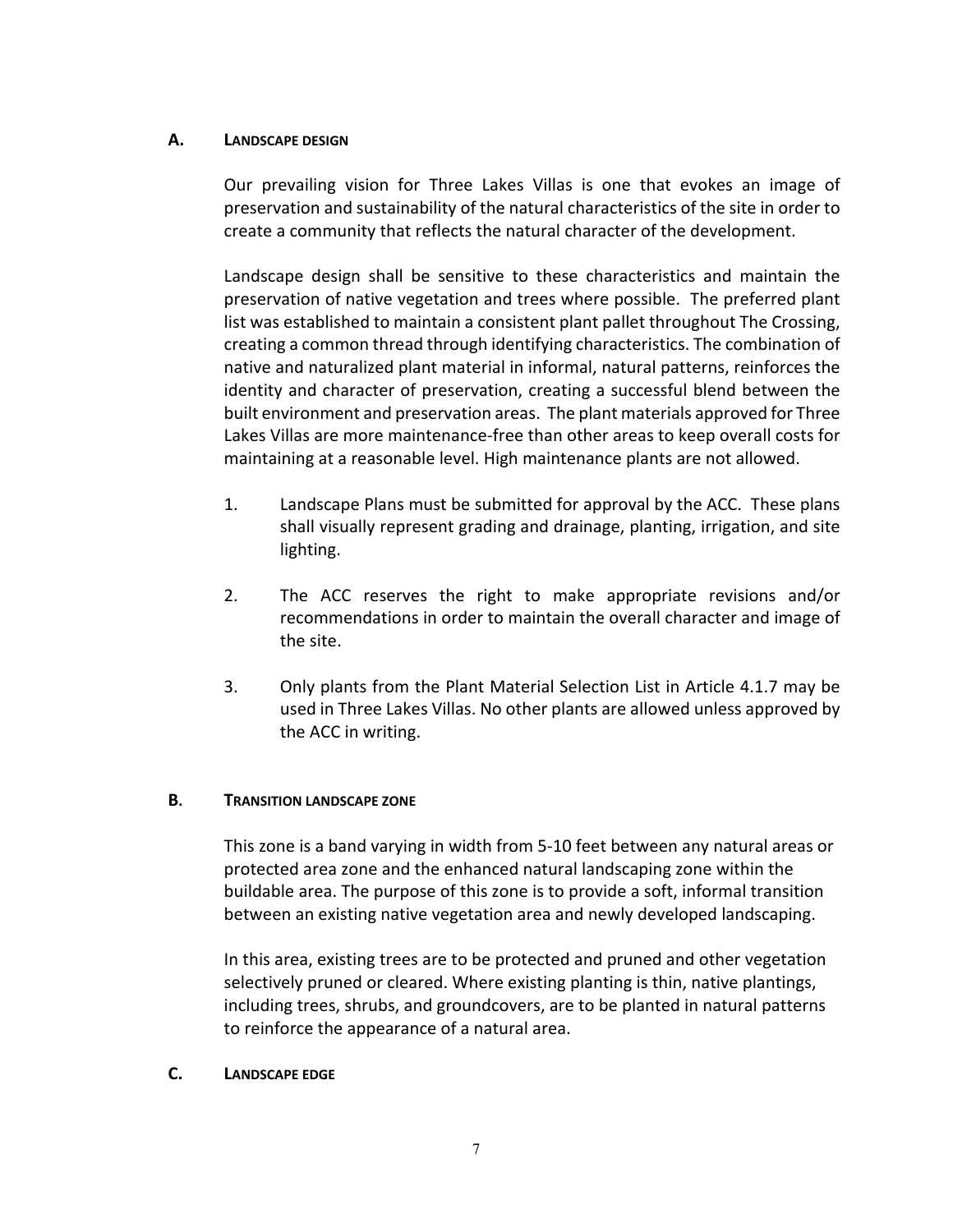## A. LANDSCAPE DESIGN

Our prevailing vision for Three Lakes Villas is one that evokes an image of preservation and sustainability of the natural characteristics of the site in order to create a community that reflects the natural character of the development.

Landscape design shall be sensitive to these characteristics and maintain the preservation of native vegetation and trees where possible. The preferred plant list was established to maintain a consistent plant pallet throughout The Crossing, creating a common thread through identifying characteristics. The combination of native and naturalized plant material in informal, natural patterns, reinforces the identity and character of preservation, creating a successful blend between the built environment and preservation areas. The plant materials approved for Three Lakes Villas are more maintenance-free than other areas to keep overall costs for maintaining at a reasonable level. High maintenance plants are not allowed.

1. Landscape Plans must be submitted for approval by the ACC. These plans shall visually represent grading and drainage, planting, irrigation, and site lighting.

2. The ACC reserves the right to make appropriate revisions and/or recommendations in order to maintain the overall character and image of the site.

3. Only plants from the Plant Material Selection List in Article 4.1.7 may be used in Three Lakes Villas. No other plants are allowed unless approved by the ACC in writing.

## B. TRANSITION LANDSCAPE ZONE

This zone is a band varying in width from 5-10 feet between any natural areas or protected area zone and the enhanced natural landscaping zone within the buildable area. The purpose of this zone is to provide a soft, informal transition between an existing native vegetation area and newly developed landscaping.

In this area, existing trees are to be protected and pruned and other vegetation selectively pruned or cleared. Where existing planting is thin, native plantings, including trees, shrubs, and groundcovers, are to be planted in natural patterns to reinforce the appearance of a natural area.

## C. LANDSCAPE EDGE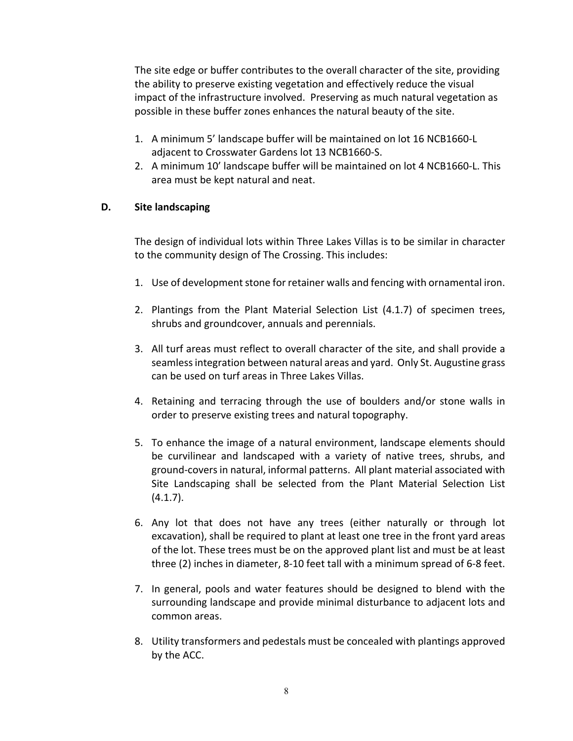The site edge or buffer contributes to the overall character of the site, providing the ability to preserve existing vegetation and effectively reduce the visual impact of the infrastructure involved. Preserving as much natural vegetation as possible in these buffer zones enhances the natural beauty of the site.

1. A minimum 5' landscape buffer will be maintained on lot 16 NCB1660-L adjacent to Crosswater Gardens lot 13 NCB1660-S.
2. A minimum 10' landscape buffer will be maintained on lot 4 NCB1660-L. This area must be kept natural and neat.

### D. Site landscaping

The design of individual lots within Three Lakes Villas is to be similar in character to the community design of The Crossing. This includes:

1. Use of development stone for retainer walls and fencing with ornamental iron.

2. Plantings from the Plant Material Selection List (4.1.7) of specimen trees, shrubs and groundcover, annuals and perennials.

3. All turf areas must reflect to overall character of the site, and shall provide a seamless integration between natural areas and yard. Only St. Augustine grass can be used on turf areas in Three Lakes Villas.

4. Retaining and terracing through the use of boulders and/or stone walls in order to preserve existing trees and natural topography.

5. To enhance the image of a natural environment, landscape elements should be curvilinear and landscaped with a variety of native trees, shrubs, and ground-covers in natural, informal patterns. All plant material associated with Site Landscaping shall be selected from the Plant Material Selection List (4.1.7).

6. Any lot that does not have any trees (either naturally or through lot excavation), shall be required to plant at least one tree in the front yard areas of the lot. These trees must be on the approved plant list and must be at least three (2) inches in diameter, 8-10 feet tall with a minimum spread of 6-8 feet.

7. In general, pools and water features should be designed to blend with the surrounding landscape and provide minimal disturbance to adjacent lots and common areas.

8. Utility transformers and pedestals must be concealed with plantings approved by the ACC.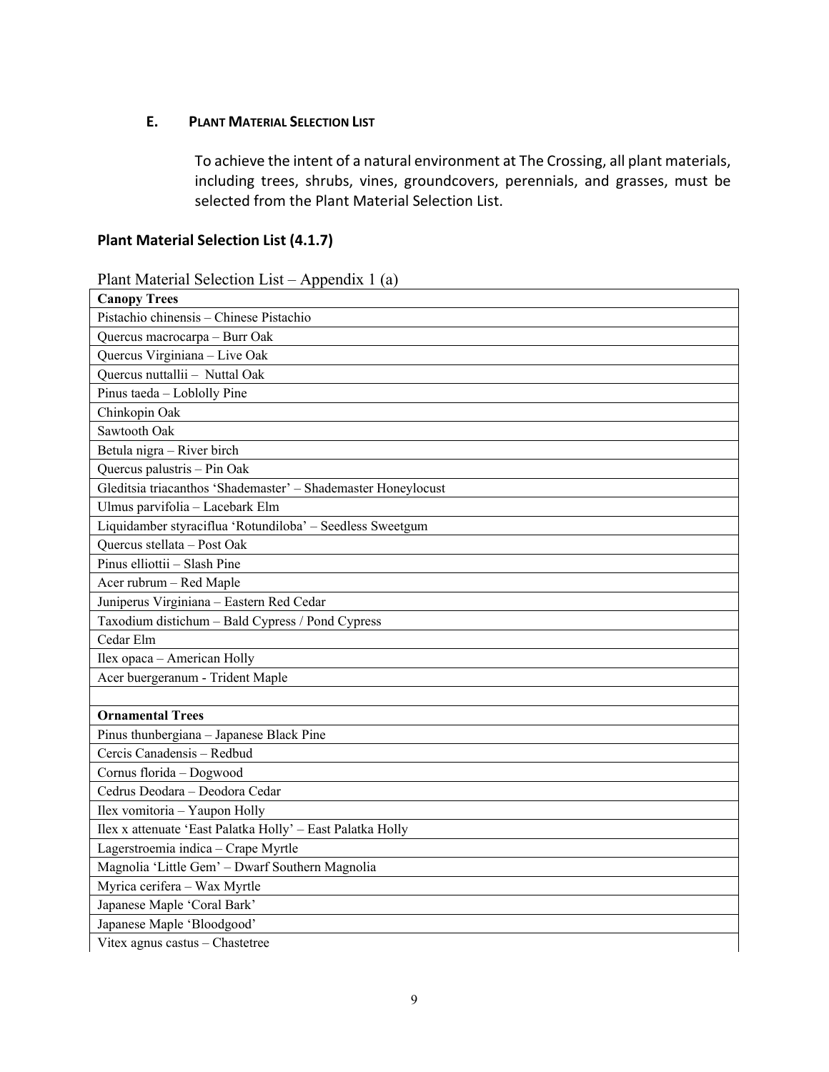## E. PLANT MATERIAL SELECTION LIST

To achieve the intent of a natural environment at The Crossing, all plant materials, including trees, shrubs, vines, groundcovers, perennials, and grasses, must be selected from the Plant Material Selection List.

### Plant Material Selection List (4.1.7)

Plant Material Selection List – Appendix 1 (a)

| **Canopy Trees** |
|---|
| Pistachio chinensis – Chinese Pistachio |
| Quercus macrocarpa – Burr Oak |
| Quercus Virginiana – Live Oak |
| Quercus nuttallii – Nuttal Oak |
| Pinus taeda – Loblolly Pine |
| Chinkopin Oak |
| Sawtooth Oak |
| Betula nigra – River birch |
| Quercus palustris – Pin Oak |
| Gleditsia triacanthos 'Shademaster' – Shademaster Honeylocust |
| Ulmus parvifolia – Lacebark Elm |
| Liquidamber styraciflua 'Rotundiloba' – Seedless Sweetgum |
| Quercus stellata – Post Oak |
| Pinus elliottii – Slash Pine |
| Acer rubrum – Red Maple |
| Juniperus Virginiana – Eastern Red Cedar |
| Taxodium distichum – Bald Cypress / Pond Cypress |
| Cedar Elm |
| Ilex opaca – American Holly |
| Acer buergeranum - Trident Maple |
| |
| **Ornamental Trees** |
| Pinus thunbergiana – Japanese Black Pine |
| Cercis Canadensis – Redbud |
| Cornus florida – Dogwood |
| Cedrus Deodara – Deodora Cedar |
| Ilex vomitoria – Yaupon Holly |
| Ilex x attenuate 'East Palatka Holly' – East Palatka Holly |
| Lagerstroemia indica – Crape Myrtle |
| Magnolia 'Little Gem' – Dwarf Southern Magnolia |
| Myrica cerifera – Wax Myrtle |
| Japanese Maple 'Coral Bark' |
| Japanese Maple 'Bloodgood' |
| Vitex agnus castus – Chastetree |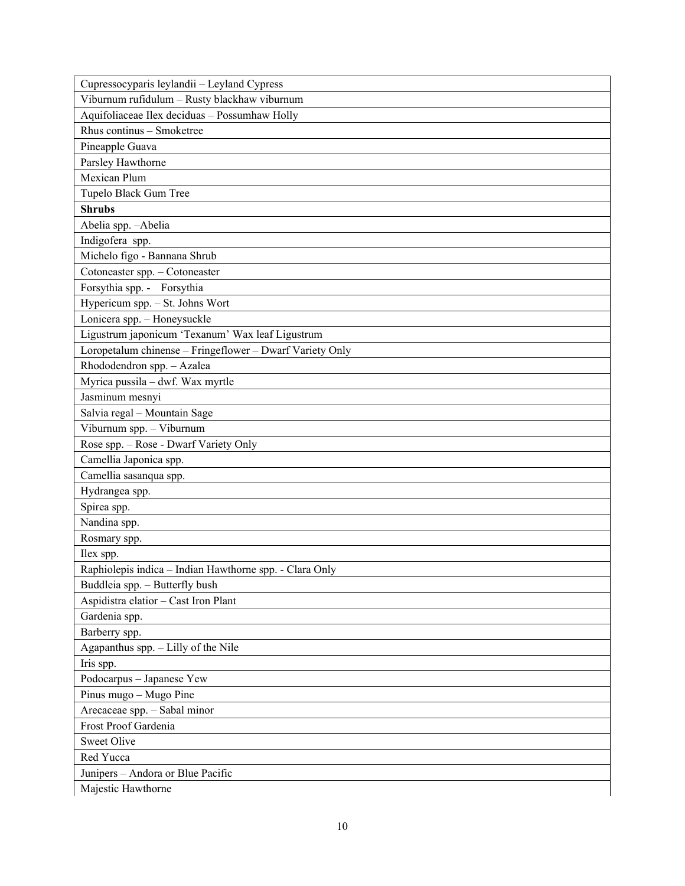| Cupressocyparis leylandii – Leyland Cypress |
|---|
| Viburnum rufidulum – Rusty blackhaw viburnum |
| Aquifoliaceae Ilex deciduas – Possumhaw Holly |
| Rhus continus – Smoketree |
| Pineapple Guava |
| Parsley Hawthorne |
| Mexican Plum |
| Tupelo Black Gum Tree |
| **Shrubs** |
| Abelia spp. –Abelia |
| Indigofera spp. |
| Michelo figo - Bannana Shrub |
| Cotoneaster spp. – Cotoneaster |
| Forsythia spp. - Forsythia |
| Hypericum spp. – St. Johns Wort |
| Lonicera spp. – Honeysuckle |
| Ligustrum japonicum 'Texanum' Wax leaf Ligustrum |
| Loropetalum chinense – Fringeflower – Dwarf Variety Only |
| Rhododendron spp. – Azalea |
| Myrica pussila – dwf. Wax myrtle |
| Jasminum mesnyi |
| Salvia regal – Mountain Sage |
| Viburnum spp. – Viburnum |
| Rose spp. – Rose - Dwarf Variety Only |
| Camellia Japonica spp. |
| Camellia sasanqua spp. |
| Hydrangea spp. |
| Spirea spp. |
| Nandina spp. |
| Rosmary spp. |
| Ilex spp. |
| Raphiolepis indica – Indian Hawthorne spp. - Clara Only |
| Buddleia spp. – Butterfly bush |
| Aspidistra elatior – Cast Iron Plant |
| Gardenia spp. |
| Barberry spp. |
| Agapanthus spp. – Lilly of the Nile |
| Iris spp. |
| Podocarpus – Japanese Yew |
| Pinus mugo – Mugo Pine |
| Arecaceae spp. – Sabal minor |
| Frost Proof Gardenia |
| Sweet Olive |
| Red Yucca |
| Junipers – Andora or Blue Pacific |
| Majestic Hawthorne |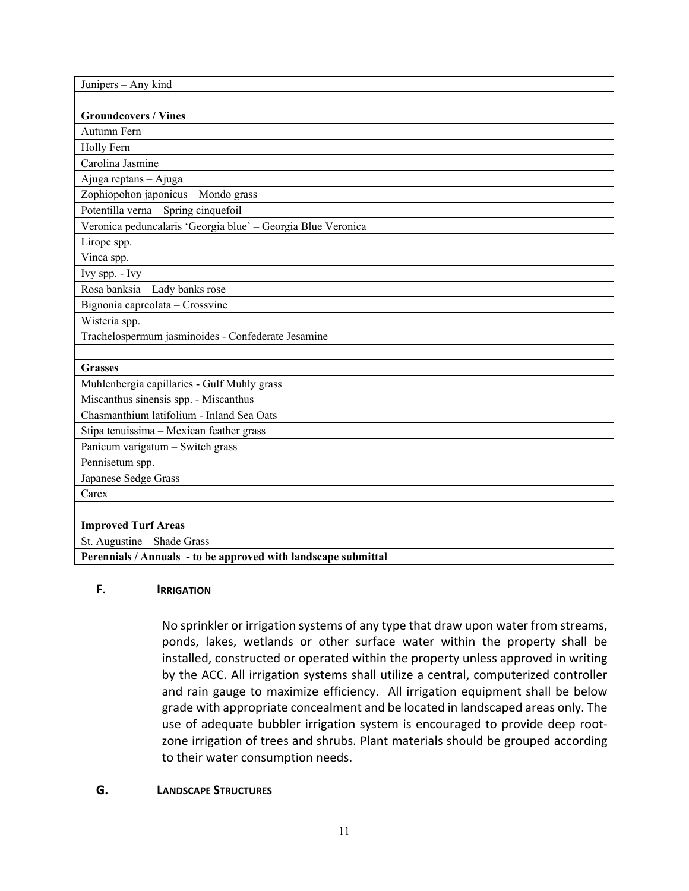| Junipers – Any kind |
|---|
| |
| **Groundcovers / Vines** |
| Autumn Fern |
| Holly Fern |
| Carolina Jasmine |
| Ajuga reptans – Ajuga |
| Zophiopohon japonicus – Mondo grass |
| Potentilla verna – Spring cinquefoil |
| Veronica peduncalaris 'Georgia blue' – Georgia Blue Veronica |
| Lirope spp. |
| Vinca spp. |
| Ivy spp. - Ivy |
| Rosa banksia – Lady banks rose |
| Bignonia capreolata – Crossvine |
| Wisteria spp. |
| Trachelospermum jasminoides - Confederate Jesamine |
| |
| **Grasses** |
| Muhlenbergia capillaries - Gulf Muhly grass |
| Miscanthus sinensis spp. - Miscanthus |
| Chasmanthium latifolium - Inland Sea Oats |
| Stipa tenuissima – Mexican feather grass |
| Panicum varigatum – Switch grass |
| Pennisetum spp. |
| Japanese Sedge Grass |
| Carex |
| |
| **Improved Turf Areas** |
| St. Augustine – Shade Grass |
| **Perennials / Annuals - to be approved with landscape submittal** |

### F. IRRIGATION

No sprinkler or irrigation systems of any type that draw upon water from streams, ponds, lakes, wetlands or other surface water within the property shall be installed, constructed or operated within the property unless approved in writing by the ACC. All irrigation systems shall utilize a central, computerized controller and rain gauge to maximize efficiency. All irrigation equipment shall be below grade with appropriate concealment and be located in landscaped areas only. The use of adequate bubbler irrigation system is encouraged to provide deep root-zone irrigation of trees and shrubs. Plant materials should be grouped according to their water consumption needs.

### G. LANDSCAPE STRUCTURES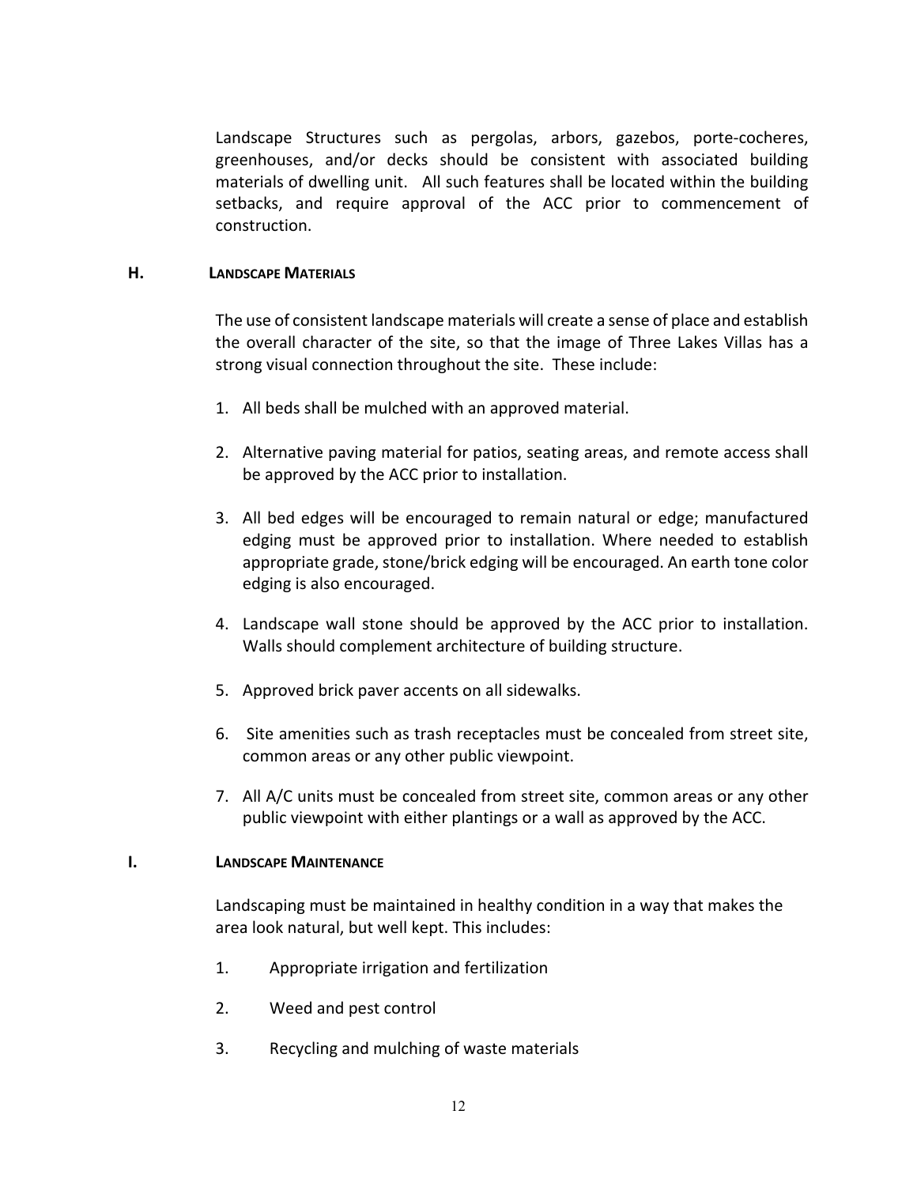Landscape Structures such as pergolas, arbors, gazebos, porte-cocheres, greenhouses, and/or decks should be consistent with associated building materials of dwelling unit. All such features shall be located within the building setbacks, and require approval of the ACC prior to commencement of construction.

### H. Landscape Materials

The use of consistent landscape materials will create a sense of place and establish the overall character of the site, so that the image of Three Lakes Villas has a strong visual connection throughout the site. These include:

1. All beds shall be mulched with an approved material.

2. Alternative paving material for patios, seating areas, and remote access shall be approved by the ACC prior to installation.

3. All bed edges will be encouraged to remain natural or edge; manufactured edging must be approved prior to installation. Where needed to establish appropriate grade, stone/brick edging will be encouraged. An earth tone color edging is also encouraged.

4. Landscape wall stone should be approved by the ACC prior to installation. Walls should complement architecture of building structure.

5. Approved brick paver accents on all sidewalks.

6. Site amenities such as trash receptacles must be concealed from street site, common areas or any other public viewpoint.

7. All A/C units must be concealed from street site, common areas or any other public viewpoint with either plantings or a wall as approved by the ACC.

### I. Landscape Maintenance

Landscaping must be maintained in healthy condition in a way that makes the area look natural, but well kept. This includes:

1. Appropriate irrigation and fertilization

2. Weed and pest control

3. Recycling and mulching of waste materials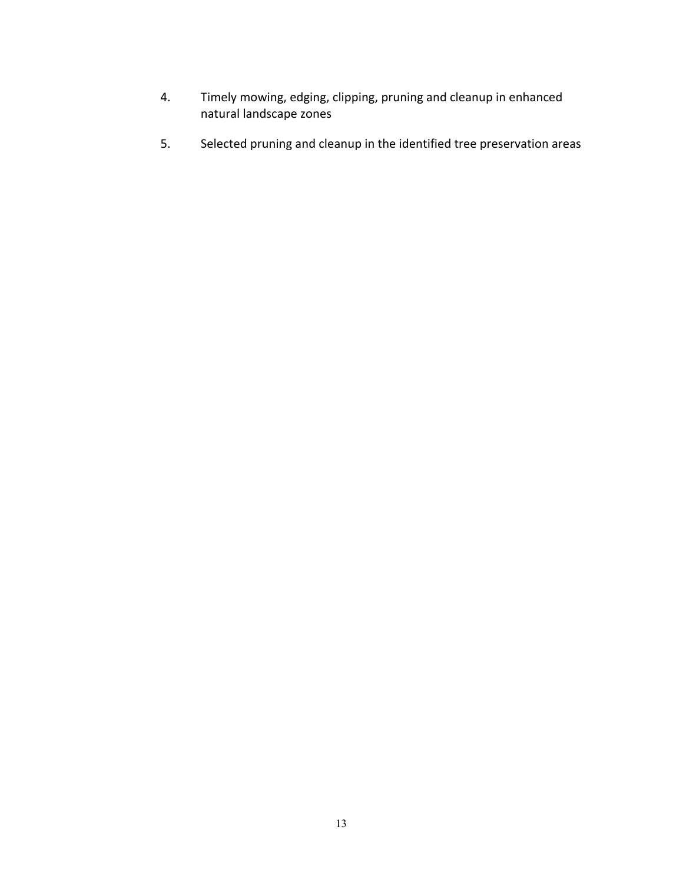4. Timely mowing, edging, clipping, pruning and cleanup in enhanced natural landscape zones

5. Selected pruning and cleanup in the identified tree preservation areas